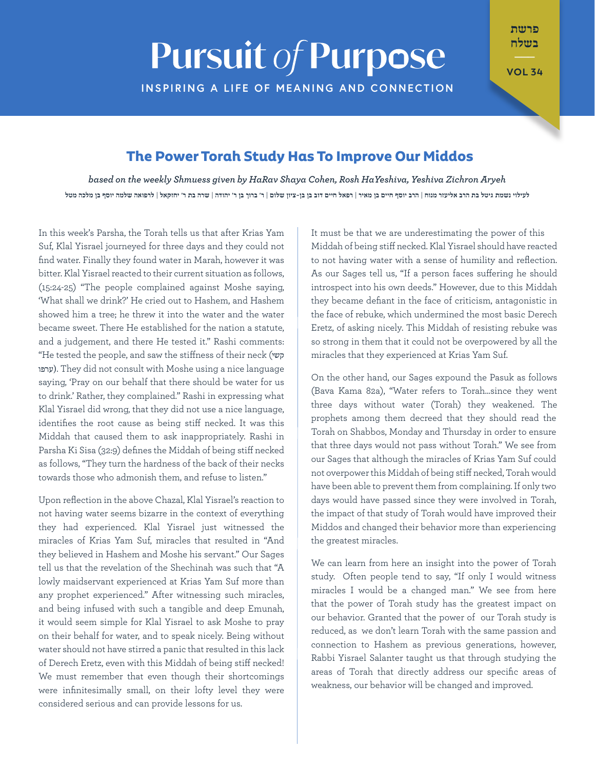# Pursuit of Purpose

INSPIRING A LIFE OF MEANING AND CONNECTION

פרשת בשלח

VOL 34

## The Power Torah Study Has To Improve Our Middos

*based on the weekly Shmuess given by HaRav Shaya Cohen, Rosh HaYeshiva, Yeshiva Zichron Aryeh*

לעילוי נשמת גיטל בת הרב אליעזר מנוח | הרב יוסף חיים בן מאיר | רפאל חיים דוב בן בן-ציון שלום | ר' ברוך בן ר' יהודה | שרה בת ר' יחזקאל | לרפואה שלמה יוסף בן מלכה מטל

In this week's Parsha, the Torah tells us that after Krias Yam Suf, Klal Yisrael journeyed for three days and they could not find water. Finally they found water in Marah, however it was bitter. Klal Yisrael reacted to their current situation as follows, (15:24-25) "The people complained against Moshe saying, 'What shall we drink?' He cried out to Hashem, and Hashem showed him a tree; he threw it into the water and the water became sweet. There He established for the nation a statute, and a judgement, and there He tested it." Rashi comments: "He tested the people, and saw the stiffness of their neck (קשי ערפו). They did not consult with Moshe using a nice language saying, 'Pray on our behalf that there should be water for us to drink.' Rather, they complained." Rashi in expressing what Klal Yisrael did wrong, that they did not use a nice language, identifies the root cause as being stiff necked. It was this Middah that caused them to ask inappropriately. Rashi in Parsha Ki Sisa (32:9) defines the Middah of being stiff necked as follows, "They turn the hardness of the back of their necks towards those who admonish them, and refuse to listen."

Upon reflection in the above Chazal, Klal Yisrael's reaction to not having water seems bizarre in the context of everything they had experienced. Klal Yisrael just witnessed the miracles of Krias Yam Suf, miracles that resulted in "And they believed in Hashem and Moshe his servant." Our Sages tell us that the revelation of the Shechinah was such that "A lowly maidservant experienced at Krias Yam Suf more than any prophet experienced." After witnessing such miracles, and being infused with such a tangible and deep Emunah, it would seem simple for Klal Yisrael to ask Moshe to pray on their behalf for water, and to speak nicely. Being without water should not have stirred a panic that resulted in this lack of Derech Eretz, even with this Middah of being stiff necked! We must remember that even though their shortcomings were infinitesimally small, on their lofty level they were considered serious and can provide lessons for us.

It must be that we are underestimating the power of this Middah of being stiff necked. Klal Yisrael should have reacted to not having water with a sense of humility and reflection. As our Sages tell us, "If a person faces suffering he should introspect into his own deeds." However, due to this Middah they became defiant in the face of criticism, antagonistic in the face of rebuke, which undermined the most basic Derech Eretz, of asking nicely. This Middah of resisting rebuke was so strong in them that it could not be overpowered by all the miracles that they experienced at Krias Yam Suf.

On the other hand, our Sages expound the Pasuk as follows (Bava Kama 82a), "Water refers to Torah...since they went three days without water (Torah) they weakened. The prophets among them decreed that they should read the Torah on Shabbos, Monday and Thursday in order to ensure that three days would not pass without Torah." We see from our Sages that although the miracles of Krias Yam Suf could not overpower this Middah of being stiff necked, Torah would have been able to prevent them from complaining. If only two days would have passed since they were involved in Torah, the impact of that study of Torah would have improved their Middos and changed their behavior more than experiencing the greatest miracles.

We can learn from here an insight into the power of Torah study. Often people tend to say, "If only I would witness miracles I would be a changed man." We see from here that the power of Torah study has the greatest impact on our behavior. Granted that the power of our Torah study is reduced, as we don't learn Torah with the same passion and connection to Hashem as previous generations, however, Rabbi Yisrael Salanter taught us that through studying the areas of Torah that directly address our specific areas of weakness, our behavior will be changed and improved.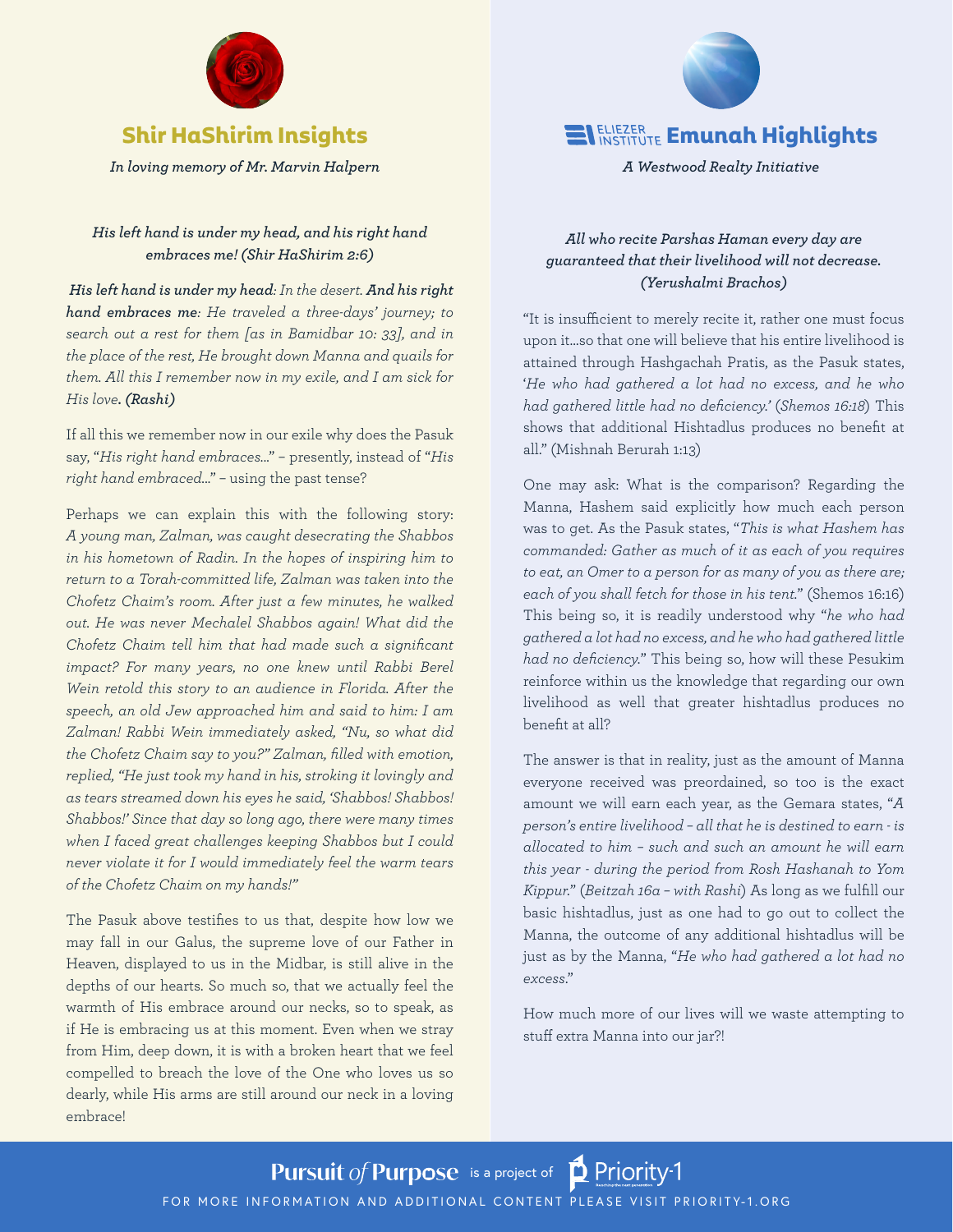## Shir HaShirim Insights

*In loving memory of Mr. Marvin Halpern*

*His left hand is under my head, and his right hand embraces me! (Shir HaShirim 2:6)*

***His left hand is under my head****: In the desert.* ***And his right hand embraces me****: He traveled a three-days' journey; to search out a rest for them [as in Bamidbar 10: 33], and in the place of the rest, He brought down Manna and quails for them. All this I remember now in my exile, and I am sick for His love.* ***(Rashi)***

If all this we remember now in our exile why does the Pasuk say, "*His right hand embraces...*" – presently, instead of "*His right hand embraced...*" – using the past tense?

Perhaps we can explain this with the following story: *A young man, Zalman, was caught desecrating the Shabbos in his hometown of Radin. In the hopes of inspiring him to return to a Torah-committed life, Zalman was taken into the Chofetz Chaim's room. After just a few minutes, he walked out. He was never Mechalel Shabbos again! What did the Chofetz Chaim tell him that had made such a significant impact? For many years, no one knew until Rabbi Berel Wein retold this story to an audience in Florida. After the speech, an old Jew approached him and said to him: I am Zalman! Rabbi Wein immediately asked, "Nu, so what did the Chofetz Chaim say to you?" Zalman, filled with emotion, replied, "He just took my hand in his, stroking it lovingly and as tears streamed down his eyes he said, 'Shabbos! Shabbos! Shabbos!' Since that day so long ago, there were many times when I faced great challenges keeping Shabbos but I could never violate it for I would immediately feel the warm tears of the Chofetz Chaim on my hands!"*

The Pasuk above testifies to us that, despite how low we may fall in our Galus, the supreme love of our Father in Heaven, displayed to us in the Midbar, is still alive in the depths of our hearts. So much so, that we actually feel the warmth of His embrace around our necks, so to speak, as if He is embracing us at this moment. Even when we stray from Him, deep down, it is with a broken heart that we feel compelled to breach the love of the One who loves us so dearly, while His arms are still around our neck in a loving embrace!

## Eliezer Institute Emunah Highlights

*A Westwood Realty Initiative*

*All who recite Parshas Haman every day are guaranteed that their livelihood will not decrease. (Yerushalmi Brachos)*

"It is insufficient to merely recite it, rather one must focus upon it...so that one will believe that his entire livelihood is attained through Hashgachah Pratis, as the Pasuk states, '*He who had gathered a lot had no excess, and he who had gathered little had no deficiency.*' (*Shemos 16:18*) This shows that additional Hishtadlus produces no benefit at all." (Mishnah Berurah 1:13)

One may ask: What is the comparison? Regarding the Manna, Hashem said explicitly how much each person was to get. As the Pasuk states, "*This is what Hashem has commanded: Gather as much of it as each of you requires to eat, an Omer to a person for as many of you as there are; each of you shall fetch for those in his tent.*" (Shemos 16:16) This being so, it is readily understood why "*he who had gathered a lot had no excess, and he who had gathered little had no deficiency.*" This being so, how will these Pesukim reinforce within us the knowledge that regarding our own livelihood as well that greater hishtadlus produces no benefit at all?

The answer is that in reality, just as the amount of Manna everyone received was preordained, so too is the exact amount we will earn each year, as the Gemara states, "*A person's entire livelihood – all that he is destined to earn - is allocated to him – such and such an amount he will earn this year - during the period from Rosh Hashanah to Yom Kippur.*" (*Beitzah 16a – with Rashi*) As long as we fulfill our basic hishtadlus, just as one had to go out to collect the Manna, the outcome of any additional hishtadlus will be just as by the Manna, "*He who had gathered a lot had no excess.*"

How much more of our lives will we waste attempting to stuff extra Manna into our jar?!

**Pursuit *of* Purpose** is a project of Priority-1

FOR MORE INFORMATION AND ADDITIONAL CONTENT PLEASE VISIT PRIORITY-1.ORG